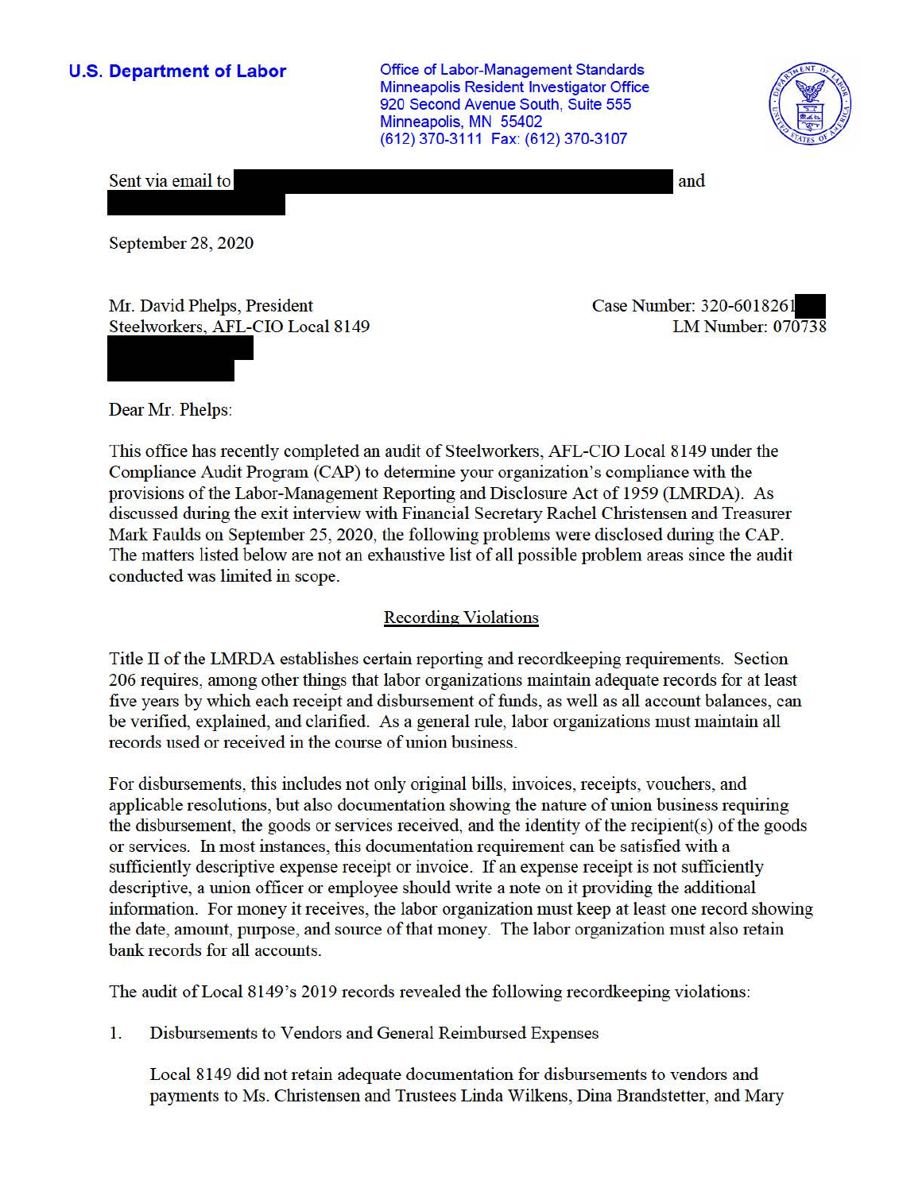**U.S. Department of Labor**

Office of Labor-Management Standards
Minneapolis Resident Investigator Office
920 Second Avenue South, Suite 555
Minneapolis, MN 55402
(612) 370-3111 Fax: (612) 370-3107

Sent via email to and

September 28, 2020

Mr. David Phelps, President
Steelworkers, AFL-CIO Local 8149

Case Number: 320-6018261
LM Number: 070738

Dear Mr. Phelps:

This office has recently completed an audit of Steelworkers, AFL-CIO Local 8149 under the Compliance Audit Program (CAP) to determine your organization's compliance with the provisions of the Labor-Management Reporting and Disclosure Act of 1959 (LMRDA). As discussed during the exit interview with Financial Secretary Rachel Christensen and Treasurer Mark Faulds on September 25, 2020, the following problems were disclosed during the CAP. The matters listed below are not an exhaustive list of all possible problem areas since the audit conducted was limited in scope.

## Recording Violations

Title II of the LMRDA establishes certain reporting and recordkeeping requirements. Section 206 requires, among other things that labor organizations maintain adequate records for at least five years by which each receipt and disbursement of funds, as well as all account balances, can be verified, explained, and clarified. As a general rule, labor organizations must maintain all records used or received in the course of union business.

For disbursements, this includes not only original bills, invoices, receipts, vouchers, and applicable resolutions, but also documentation showing the nature of union business requiring the disbursement, the goods or services received, and the identity of the recipient(s) of the goods or services. In most instances, this documentation requirement can be satisfied with a sufficiently descriptive expense receipt or invoice. If an expense receipt is not sufficiently descriptive, a union officer or employee should write a note on it providing the additional information. For money it receives, the labor organization must keep at least one record showing the date, amount, purpose, and source of that money. The labor organization must also retain bank records for all accounts.

The audit of Local 8149's 2019 records revealed the following recordkeeping violations:

1. Disbursements to Vendors and General Reimbursed Expenses

   Local 8149 did not retain adequate documentation for disbursements to vendors and payments to Ms. Christensen and Trustees Linda Wilkens, Dina Brandstetter, and Mary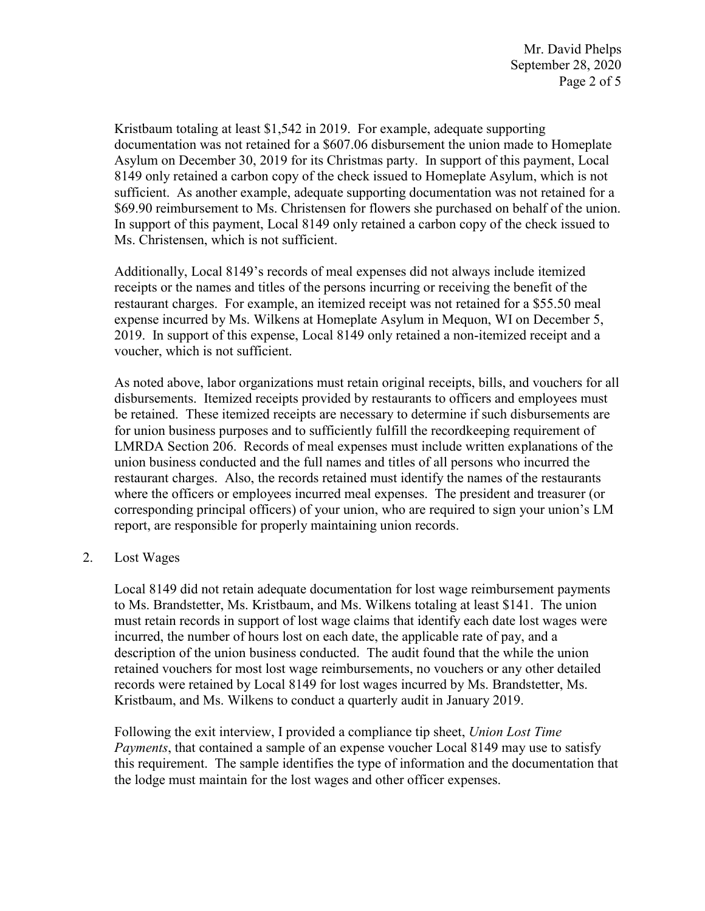Kristbaum totaling at least $1,542 in 2019. For example, adequate supporting documentation was not retained for a $607.06 disbursement the union made to Homeplate Asylum on December 30, 2019 for its Christmas party. In support of this payment, Local 8149 only retained a carbon copy of the check issued to Homeplate Asylum, which is not sufficient. As another example, adequate supporting documentation was not retained for a $69.90 reimbursement to Ms. Christensen for flowers she purchased on behalf of the union. In support of this payment, Local 8149 only retained a carbon copy of the check issued to Ms. Christensen, which is not sufficient.

Additionally, Local 8149's records of meal expenses did not always include itemized receipts or the names and titles of the persons incurring or receiving the benefit of the restaurant charges. For example, an itemized receipt was not retained for a $55.50 meal expense incurred by Ms. Wilkens at Homeplate Asylum in Mequon, WI on December 5, 2019. In support of this expense, Local 8149 only retained a non-itemized receipt and a voucher, which is not sufficient.

As noted above, labor organizations must retain original receipts, bills, and vouchers for all disbursements. Itemized receipts provided by restaurants to officers and employees must be retained. These itemized receipts are necessary to determine if such disbursements are for union business purposes and to sufficiently fulfill the recordkeeping requirement of LMRDA Section 206. Records of meal expenses must include written explanations of the union business conducted and the full names and titles of all persons who incurred the restaurant charges. Also, the records retained must identify the names of the restaurants where the officers or employees incurred meal expenses. The president and treasurer (or corresponding principal officers) of your union, who are required to sign your union's LM report, are responsible for properly maintaining union records.

2. Lost Wages

   Local 8149 did not retain adequate documentation for lost wage reimbursement payments to Ms. Brandstetter, Ms. Kristbaum, and Ms. Wilkens totaling at least $141. The union must retain records in support of lost wage claims that identify each date lost wages were incurred, the number of hours lost on each date, the applicable rate of pay, and a description of the union business conducted. The audit found that the while the union retained vouchers for most lost wage reimbursements, no vouchers or any other detailed records were retained by Local 8149 for lost wages incurred by Ms. Brandstetter, Ms. Kristbaum, and Ms. Wilkens to conduct a quarterly audit in January 2019.

   Following the exit interview, I provided a compliance tip sheet, *Union Lost Time Payments*, that contained a sample of an expense voucher Local 8149 may use to satisfy this requirement. The sample identifies the type of information and the documentation that the lodge must maintain for the lost wages and other officer expenses.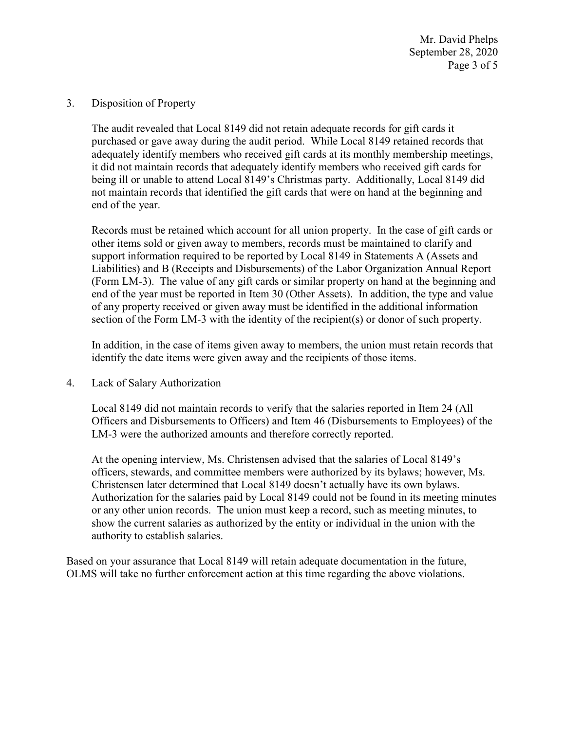3. Disposition of Property

   The audit revealed that Local 8149 did not retain adequate records for gift cards it purchased or gave away during the audit period. While Local 8149 retained records that adequately identify members who received gift cards at its monthly membership meetings, it did not maintain records that adequately identify members who received gift cards for being ill or unable to attend Local 8149's Christmas party. Additionally, Local 8149 did not maintain records that identified the gift cards that were on hand at the beginning and end of the year.

   Records must be retained which account for all union property. In the case of gift cards or other items sold or given away to members, records must be maintained to clarify and support information required to be reported by Local 8149 in Statements A (Assets and Liabilities) and B (Receipts and Disbursements) of the Labor Organization Annual Report (Form LM-3). The value of any gift cards or similar property on hand at the beginning and end of the year must be reported in Item 30 (Other Assets). In addition, the type and value of any property received or given away must be identified in the additional information section of the Form LM-3 with the identity of the recipient(s) or donor of such property.

   In addition, in the case of items given away to members, the union must retain records that identify the date items were given away and the recipients of those items.

4. Lack of Salary Authorization

   Local 8149 did not maintain records to verify that the salaries reported in Item 24 (All Officers and Disbursements to Officers) and Item 46 (Disbursements to Employees) of the LM-3 were the authorized amounts and therefore correctly reported.

   At the opening interview, Ms. Christensen advised that the salaries of Local 8149's officers, stewards, and committee members were authorized by its bylaws; however, Ms. Christensen later determined that Local 8149 doesn't actually have its own bylaws. Authorization for the salaries paid by Local 8149 could not be found in its meeting minutes or any other union records. The union must keep a record, such as meeting minutes, to show the current salaries as authorized by the entity or individual in the union with the authority to establish salaries.

Based on your assurance that Local 8149 will retain adequate documentation in the future, OLMS will take no further enforcement action at this time regarding the above violations.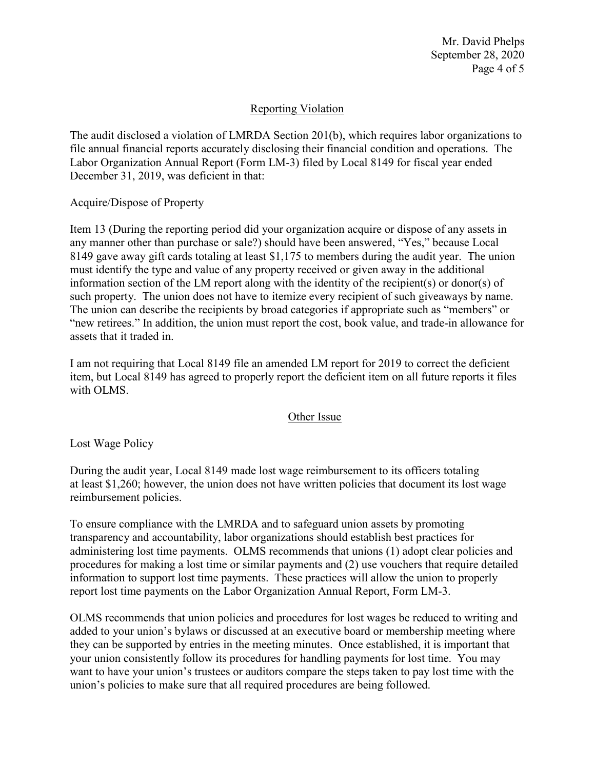## Reporting Violation

The audit disclosed a violation of LMRDA Section 201(b), which requires labor organizations to file annual financial reports accurately disclosing their financial condition and operations. The Labor Organization Annual Report (Form LM-3) filed by Local 8149 for fiscal year ended December 31, 2019, was deficient in that:

Acquire/Dispose of Property

Item 13 (During the reporting period did your organization acquire or dispose of any assets in any manner other than purchase or sale?) should have been answered, "Yes," because Local 8149 gave away gift cards totaling at least $1,175 to members during the audit year. The union must identify the type and value of any property received or given away in the additional information section of the LM report along with the identity of the recipient(s) or donor(s) of such property. The union does not have to itemize every recipient of such giveaways by name. The union can describe the recipients by broad categories if appropriate such as "members" or "new retirees." In addition, the union must report the cost, book value, and trade-in allowance for assets that it traded in.

I am not requiring that Local 8149 file an amended LM report for 2019 to correct the deficient item, but Local 8149 has agreed to properly report the deficient item on all future reports it files with OLMS.

## Other Issue

Lost Wage Policy

During the audit year, Local 8149 made lost wage reimbursement to its officers totaling at least $1,260; however, the union does not have written policies that document its lost wage reimbursement policies.

To ensure compliance with the LMRDA and to safeguard union assets by promoting transparency and accountability, labor organizations should establish best practices for administering lost time payments. OLMS recommends that unions (1) adopt clear policies and procedures for making a lost time or similar payments and (2) use vouchers that require detailed information to support lost time payments. These practices will allow the union to properly report lost time payments on the Labor Organization Annual Report, Form LM-3.

OLMS recommends that union policies and procedures for lost wages be reduced to writing and added to your union's bylaws or discussed at an executive board or membership meeting where they can be supported by entries in the meeting minutes. Once established, it is important that your union consistently follow its procedures for handling payments for lost time. You may want to have your union's trustees or auditors compare the steps taken to pay lost time with the union's policies to make sure that all required procedures are being followed.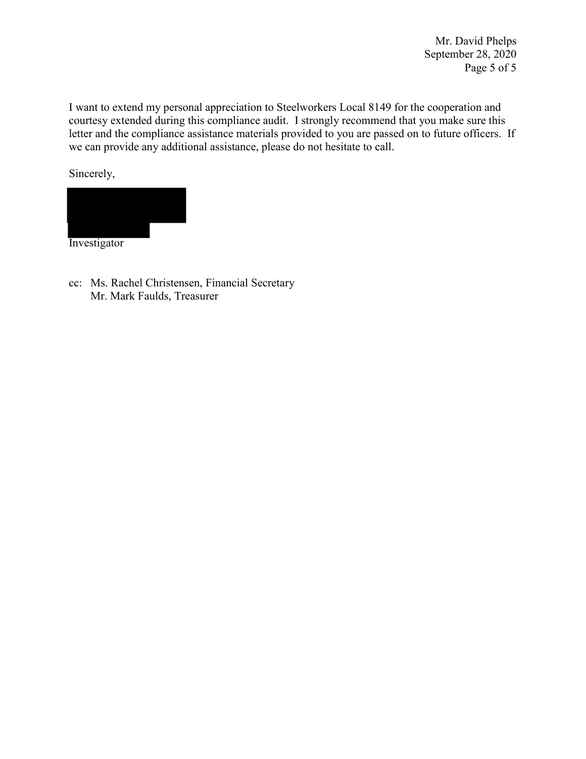I want to extend my personal appreciation to Steelworkers Local 8149 for the cooperation and courtesy extended during this compliance audit. I strongly recommend that you make sure this letter and the compliance assistance materials provided to you are passed on to future officers. If we can provide any additional assistance, please do not hesitate to call.

Sincerely,

Investigator

cc: Ms. Rachel Christensen, Financial Secretary
Mr. Mark Faulds, Treasurer